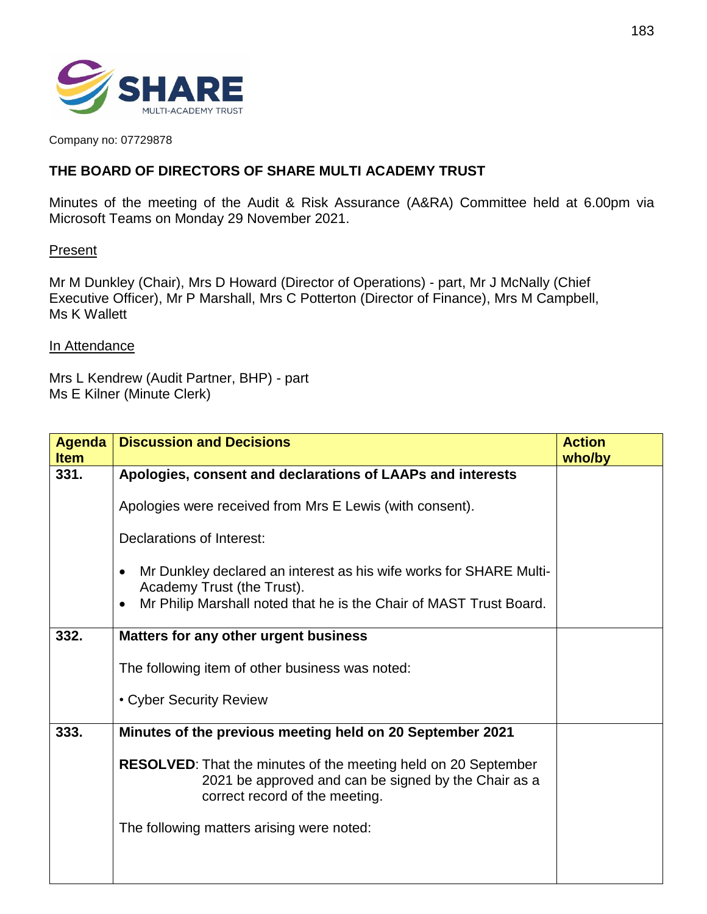Company no: 07729878

## THE BOARD OF DIRECTORS OF SHARE MULTI ACADEMY TRUST

Minutes of the meeting of the Audit & Risk Assurance (A&RA) Committee held at 6.00pm via Microsoft Teams on Monday 29 November 2021.

Present

Mr M Dunkley (Chair), Mrs D Howard (Director of Operations) - part, Mr J McNally (Chief Executive Officer), Mr P Marshall, Mrs C Potterton (Director of Finance), Mrs M Campbell, Ms K Wallett

In Attendance

Mrs L Kendrew (Audit Partner, BHP) - part
Ms E Kilner (Minute Clerk)

| Agenda Item | Discussion and Decisions | Action who/by |
|---|---|---|
| 331. | **Apologies, consent and declarations of LAAPs and interests**<br><br>Apologies were received from Mrs E Lewis (with consent).<br><br>Declarations of Interest:<br><br>• Mr Dunkley declared an interest as his wife works for SHARE Multi-Academy Trust (the Trust).<br>• Mr Philip Marshall noted that he is the Chair of MAST Trust Board. | |
| 332. | **Matters for any other urgent business**<br><br>The following item of other business was noted:<br><br>• Cyber Security Review | |
| 333. | **Minutes of the previous meeting held on 20 September 2021**<br><br>**RESOLVED**: That the minutes of the meeting held on 20 September 2021 be approved and can be signed by the Chair as a correct record of the meeting.<br><br>The following matters arising were noted: | |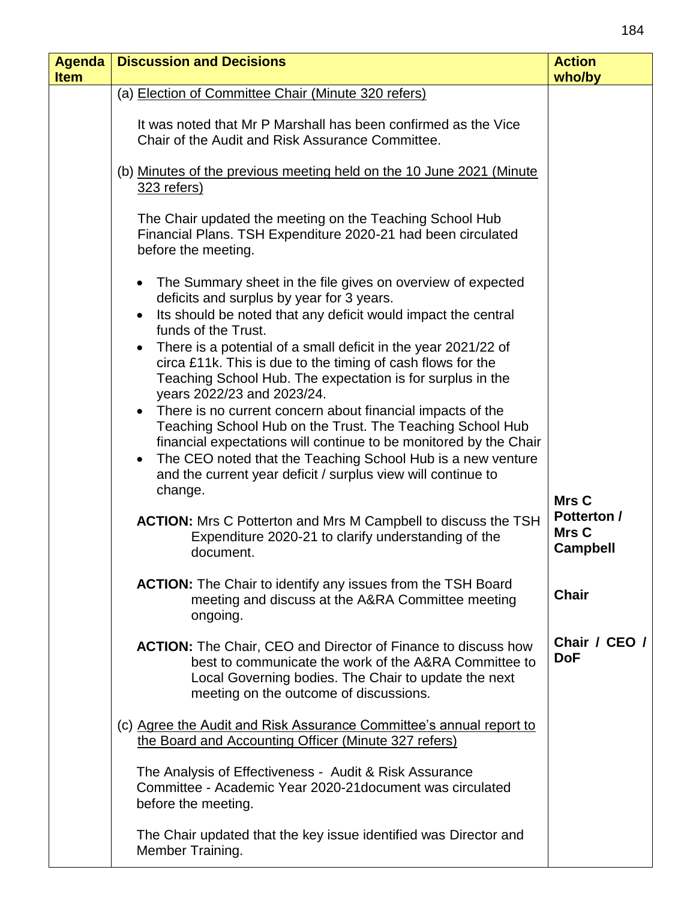| Agenda Item | Discussion and Decisions | Action who/by |
|---|---|---|
| | (a) <u>Election of Committee Chair (Minute 320 refers)</u><br><br>It was noted that Mr P Marshall has been confirmed as the Vice Chair of the Audit and Risk Assurance Committee.<br><br>(b) <u>Minutes of the previous meeting held on the 10 June 2021 (Minute 323 refers)</u><br><br>The Chair updated the meeting on the Teaching School Hub Financial Plans. TSH Expenditure 2020-21 had been circulated before the meeting.<br><br>• The Summary sheet in the file gives on overview of expected deficits and surplus by year for 3 years.<br>• Its should be noted that any deficit would impact the central funds of the Trust.<br>• There is a potential of a small deficit in the year 2021/22 of circa £11k. This is due to the timing of cash flows for the Teaching School Hub. The expectation is for surplus in the years 2022/23 and 2023/24.<br>• There is no current concern about financial impacts of the Teaching School Hub on the Trust. The Teaching School Hub financial expectations will continue to be monitored by the Chair<br>• The CEO noted that the Teaching School Hub is a new venture and the current year deficit / surplus view will continue to change. | |
| | **ACTION:** Mrs C Potterton and Mrs M Campbell to discuss the TSH Expenditure 2020-21 to clarify understanding of the document. | **Mrs C Potterton / Mrs C Campbell** |
| | **ACTION:** The Chair to identify any issues from the TSH Board meeting and discuss at the A&RA Committee meeting ongoing. | **Chair** |
| | **ACTION:** The Chair, CEO and Director of Finance to discuss how best to communicate the work of the A&RA Committee to Local Governing bodies. The Chair to update the next meeting on the outcome of discussions. | **Chair / CEO / DoF** |
| | (c) <u>Agree the Audit and Risk Assurance Committee's annual report to the Board and Accounting Officer (Minute 327 refers)</u><br><br>The Analysis of Effectiveness - Audit & Risk Assurance Committee - Academic Year 2020-21document was circulated before the meeting.<br><br>The Chair updated that the key issue identified was Director and Member Training. | |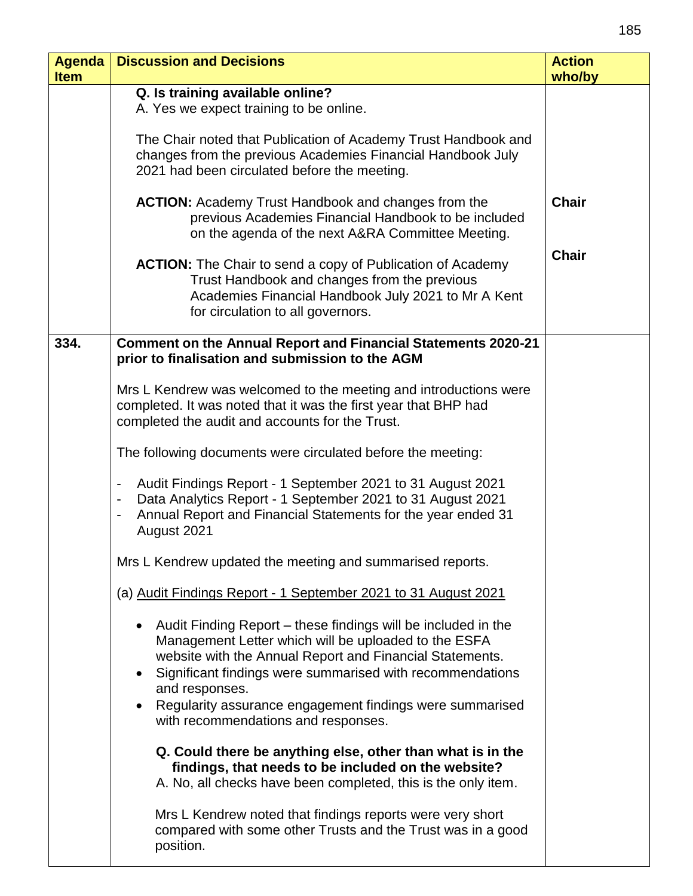| Agenda Item | Discussion and Decisions | Action who/by |
|---|---|---|
| | **Q. Is training available online?**<br>A. Yes we expect training to be online.<br><br>The Chair noted that Publication of Academy Trust Handbook and changes from the previous Academies Financial Handbook July 2021 had been circulated before the meeting.<br><br>**ACTION:** Academy Trust Handbook and changes from the previous Academies Financial Handbook to be included on the agenda of the next A&RA Committee Meeting.<br><br>**ACTION:** The Chair to send a copy of Publication of Academy Trust Handbook and changes from the previous Academies Financial Handbook July 2021 to Mr A Kent for circulation to all governors. | **Chair**<br><br>**Chair** |
| **334.** | **Comment on the Annual Report and Financial Statements 2020-21 prior to finalisation and submission to the AGM**<br><br>Mrs L Kendrew was welcomed to the meeting and introductions were completed. It was noted that it was the first year that BHP had completed the audit and accounts for the Trust.<br><br>The following documents were circulated before the meeting:<br><br>- Audit Findings Report - 1 September 2021 to 31 August 2021<br>- Data Analytics Report - 1 September 2021 to 31 August 2021<br>- Annual Report and Financial Statements for the year ended 31 August 2021<br><br>Mrs L Kendrew updated the meeting and summarised reports.<br><br>(a) Audit Findings Report - 1 September 2021 to 31 August 2021<br><br>• Audit Finding Report – these findings will be included in the Management Letter which will be uploaded to the ESFA website with the Annual Report and Financial Statements.<br>• Significant findings were summarised with recommendations and responses.<br>• Regularity assurance engagement findings were summarised with recommendations and responses.<br><br>**Q. Could there be anything else, other than what is in the findings, that needs to be included on the website?**<br>A. No, all checks have been completed, this is the only item.<br><br>Mrs L Kendrew noted that findings reports were very short compared with some other Trusts and the Trust was in a good position. | |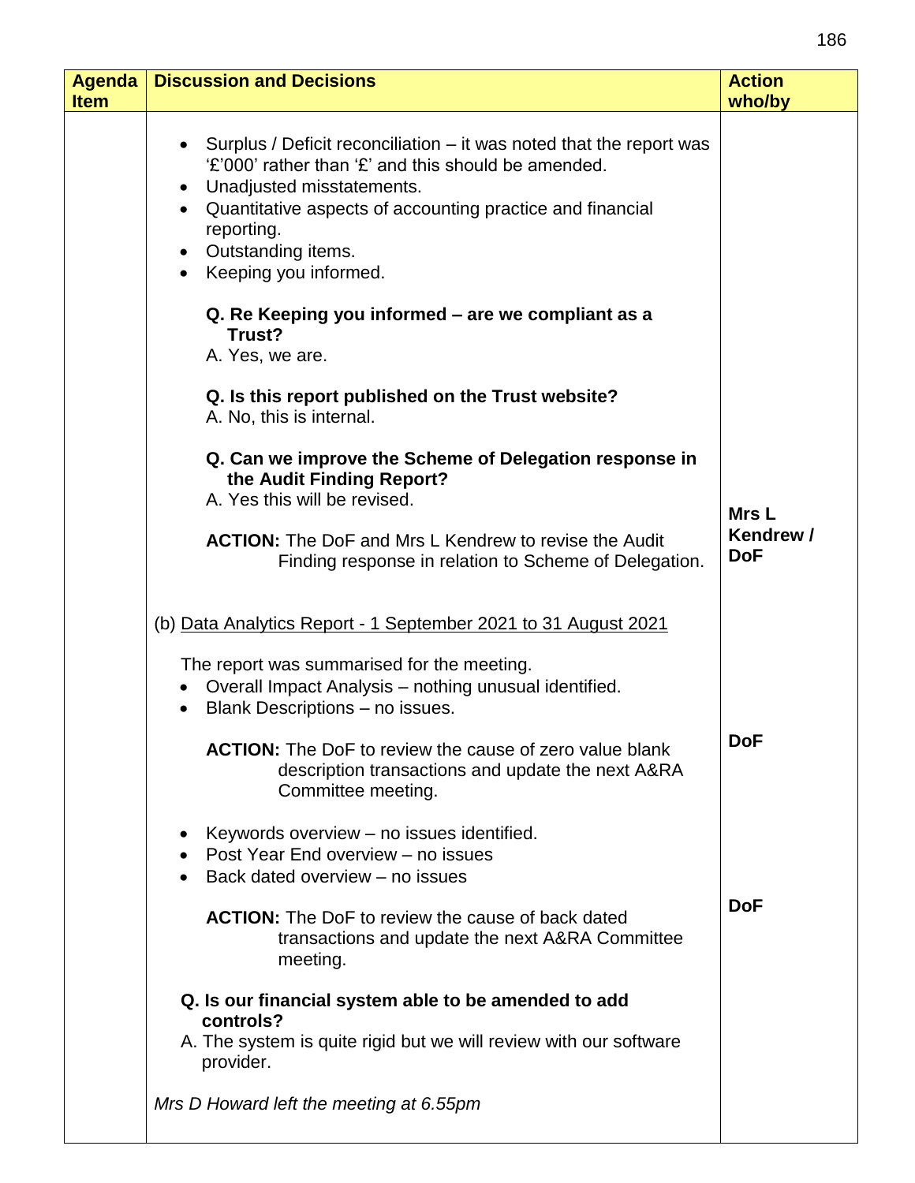| Agenda Item | Discussion and Decisions | Action who/by |
|---|---|---|
| | • Surplus / Deficit reconciliation – it was noted that the report was '£'000' rather than '£' and this should be amended.<br>• Unadjusted misstatements.<br>• Quantitative aspects of accounting practice and financial reporting.<br>• Outstanding items.<br>• Keeping you informed.<br><br>**Q. Re Keeping you informed – are we compliant as a Trust?**<br>A. Yes, we are.<br><br>**Q. Is this report published on the Trust website?**<br>A. No, this is internal.<br><br>**Q. Can we improve the Scheme of Delegation response in the Audit Finding Report?**<br>A. Yes this will be revised.<br><br>**ACTION:** The DoF and Mrs L Kendrew to revise the Audit Finding response in relation to Scheme of Delegation. | **Mrs L Kendrew / DoF** |
| | (b) Data Analytics Report - 1 September 2021 to 31 August 2021<br><br>The report was summarised for the meeting.<br>• Overall Impact Analysis – nothing unusual identified.<br>• Blank Descriptions – no issues.<br><br>**ACTION:** The DoF to review the cause of zero value blank description transactions and update the next A&RA Committee meeting. | **DoF** |
| | • Keywords overview – no issues identified.<br>• Post Year End overview – no issues<br>• Back dated overview – no issues<br><br>**ACTION:** The DoF to review the cause of back dated transactions and update the next A&RA Committee meeting. | **DoF** |
| | **Q. Is our financial system able to be amended to add controls?**<br>A. The system is quite rigid but we will review with our software provider.<br><br>*Mrs D Howard left the meeting at 6.55pm* | |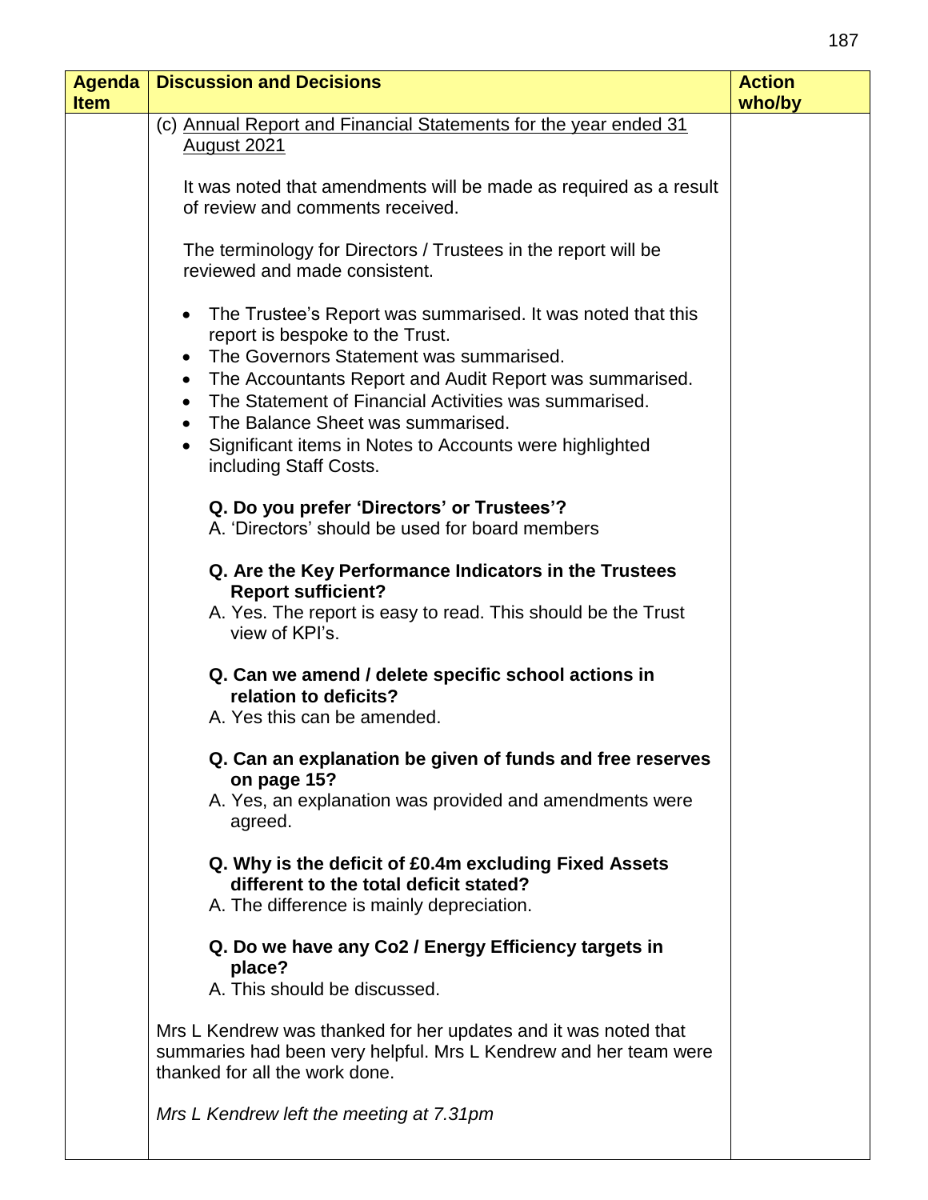| Agenda Item | Discussion and Decisions | Action who/by |
|---|---|---|
| | (c) <u>Annual Report and Financial Statements for the year ended 31 August 2021</u><br><br>It was noted that amendments will be made as required as a result of review and comments received.<br><br>The terminology for Directors / Trustees in the report will be reviewed and made consistent.<br><br>• The Trustee's Report was summarised. It was noted that this report is bespoke to the Trust.<br>• The Governors Statement was summarised.<br>• The Accountants Report and Audit Report was summarised.<br>• The Statement of Financial Activities was summarised.<br>• The Balance Sheet was summarised.<br>• Significant items in Notes to Accounts were highlighted including Staff Costs.<br><br>**Q. Do you prefer 'Directors' or Trustees'?**<br>A. 'Directors' should be used for board members<br><br>**Q. Are the Key Performance Indicators in the Trustees Report sufficient?**<br>A. Yes. The report is easy to read. This should be the Trust view of KPI's.<br><br>**Q. Can we amend / delete specific school actions in relation to deficits?**<br>A. Yes this can be amended.<br><br>**Q. Can an explanation be given of funds and free reserves on page 15?**<br>A. Yes, an explanation was provided and amendments were agreed.<br><br>**Q. Why is the deficit of £0.4m excluding Fixed Assets different to the total deficit stated?**<br>A. The difference is mainly depreciation.<br><br>**Q. Do we have any Co2 / Energy Efficiency targets in place?**<br>A. This should be discussed.<br><br>Mrs L Kendrew was thanked for her updates and it was noted that summaries had been very helpful. Mrs L Kendrew and her team were thanked for all the work done.<br><br>*Mrs L Kendrew left the meeting at 7.31pm* | |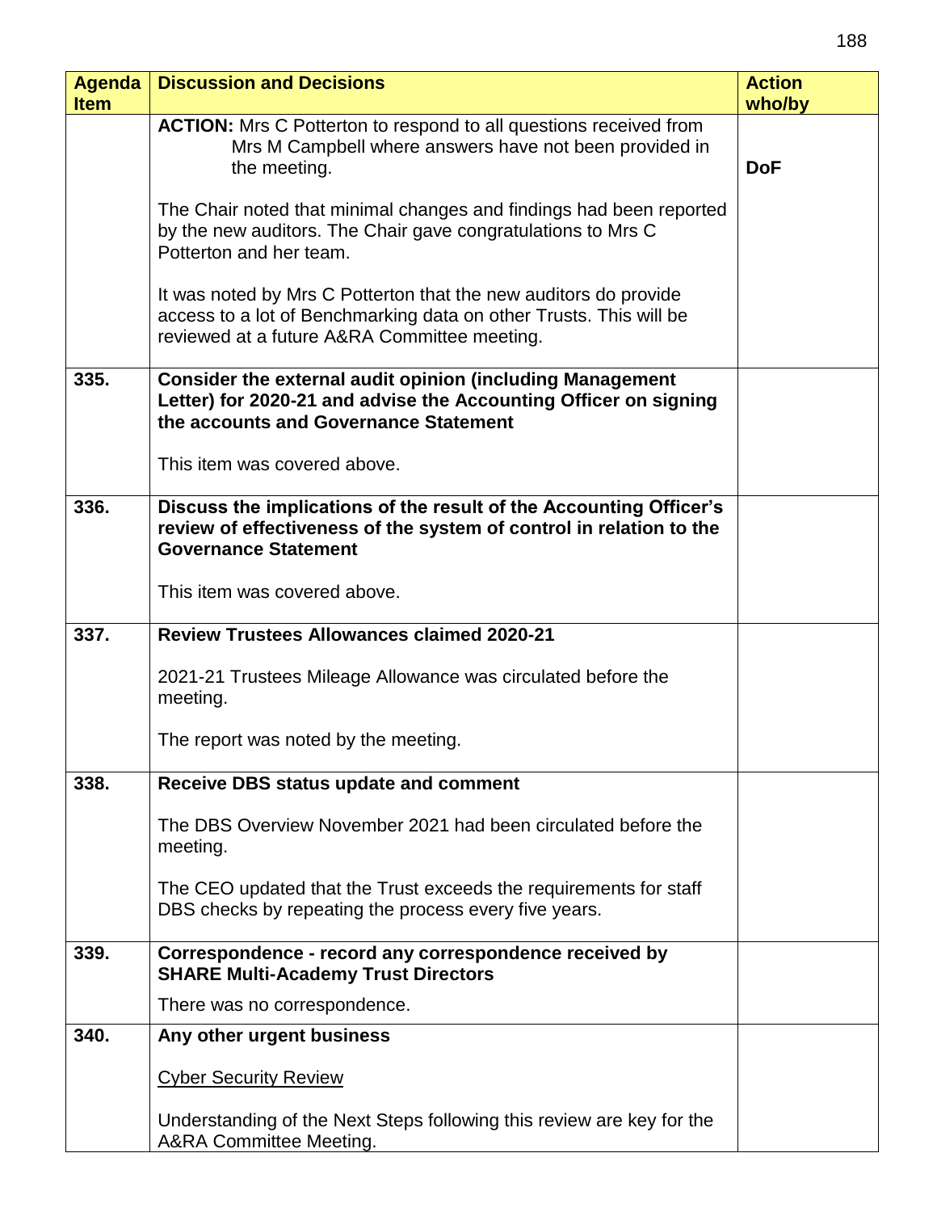| Agenda Item | Discussion and Decisions | Action who/by |
|---|---|---|
| | **ACTION:** Mrs C Potterton to respond to all questions received from Mrs M Campbell where answers have not been provided in the meeting.<br><br>The Chair noted that minimal changes and findings had been reported by the new auditors. The Chair gave congratulations to Mrs C Potterton and her team.<br><br>It was noted by Mrs C Potterton that the new auditors do provide access to a lot of Benchmarking data on other Trusts. This will be reviewed at a future A&RA Committee meeting. | **DoF** |
| **335.** | **Consider the external audit opinion (including Management Letter) for 2020-21 and advise the Accounting Officer on signing the accounts and Governance Statement**<br><br>This item was covered above. | |
| **336.** | **Discuss the implications of the result of the Accounting Officer's review of effectiveness of the system of control in relation to the Governance Statement**<br><br>This item was covered above. | |
| **337.** | **Review Trustees Allowances claimed 2020-21**<br><br>2021-21 Trustees Mileage Allowance was circulated before the meeting.<br><br>The report was noted by the meeting. | |
| **338.** | **Receive DBS status update and comment**<br><br>The DBS Overview November 2021 had been circulated before the meeting.<br><br>The CEO updated that the Trust exceeds the requirements for staff DBS checks by repeating the process every five years. | |
| **339.** | **Correspondence - record any correspondence received by SHARE Multi-Academy Trust Directors**<br><br>There was no correspondence. | |
| **340.** | **Any other urgent business**<br><br><u>Cyber Security Review</u><br><br>Understanding of the Next Steps following this review are key for the A&RA Committee Meeting. | |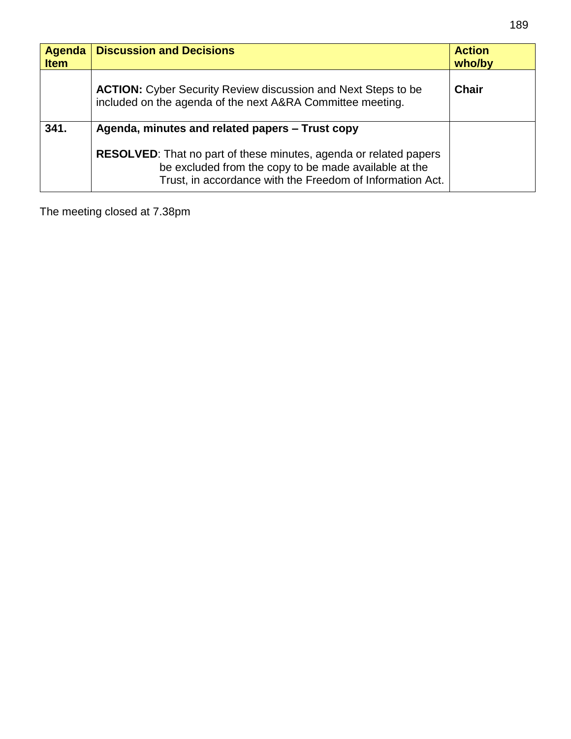| Agenda Item | Discussion and Decisions | Action who/by |
|---|---|---|
| | **ACTION:** Cyber Security Review discussion and Next Steps to be included on the agenda of the next A&RA Committee meeting. | **Chair** |
| **341.** | **Agenda, minutes and related papers – Trust copy**<br><br>**RESOLVED**: That no part of these minutes, agenda or related papers be excluded from the copy to be made available at the Trust, in accordance with the Freedom of Information Act. | |

The meeting closed at 7.38pm